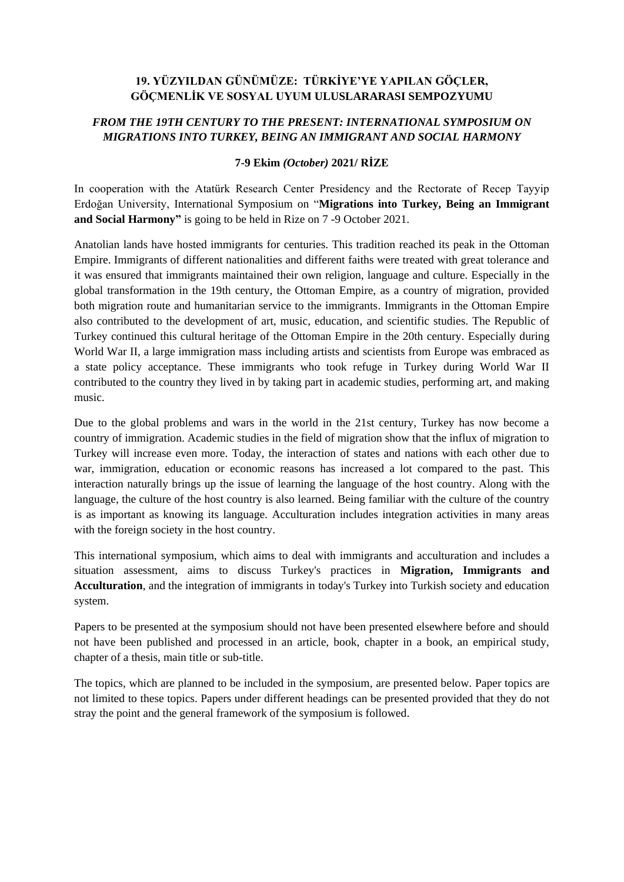# 19. YÜZYILDAN GÜNÜMÜZE: TÜRKİYE'YE YAPILAN GÖÇLER, GÖÇMENLİK VE SOSYAL UYUM ULUSLARARASI SEMPOZYUMU

## *FROM THE 19TH CENTURY TO THE PRESENT: INTERNATIONAL SYMPOSIUM ON MIGRATIONS INTO TURKEY, BEING AN IMMIGRANT AND SOCIAL HARMONY*

**7-9 Ekim *(October)* 2021/ RİZE**

In cooperation with the Atatürk Research Center Presidency and the Rectorate of Recep Tayyip Erdoğan University, International Symposium on "**Migrations into Turkey, Being an Immigrant and Social Harmony"** is going to be held in Rize on 7 -9 October 2021.

Anatolian lands have hosted immigrants for centuries. This tradition reached its peak in the Ottoman Empire. Immigrants of different nationalities and different faiths were treated with great tolerance and it was ensured that immigrants maintained their own religion, language and culture. Especially in the global transformation in the 19th century, the Ottoman Empire, as a country of migration, provided both migration route and humanitarian service to the immigrants. Immigrants in the Ottoman Empire also contributed to the development of art, music, education, and scientific studies. The Republic of Turkey continued this cultural heritage of the Ottoman Empire in the 20th century. Especially during World War II, a large immigration mass including artists and scientists from Europe was embraced as a state policy acceptance. These immigrants who took refuge in Turkey during World War II contributed to the country they lived in by taking part in academic studies, performing art, and making music.

Due to the global problems and wars in the world in the 21st century, Turkey has now become a country of immigration. Academic studies in the field of migration show that the influx of migration to Turkey will increase even more. Today, the interaction of states and nations with each other due to war, immigration, education or economic reasons has increased a lot compared to the past. This interaction naturally brings up the issue of learning the language of the host country. Along with the language, the culture of the host country is also learned. Being familiar with the culture of the country is as important as knowing its language. Acculturation includes integration activities in many areas with the foreign society in the host country.

This international symposium, which aims to deal with immigrants and acculturation and includes a situation assessment, aims to discuss Turkey's practices in **Migration, Immigrants and Acculturation**, and the integration of immigrants in today's Turkey into Turkish society and education system.

Papers to be presented at the symposium should not have been presented elsewhere before and should not have been published and processed in an article, book, chapter in a book, an empirical study, chapter of a thesis, main title or sub-title.

The topics, which are planned to be included in the symposium, are presented below. Paper topics are not limited to these topics. Papers under different headings can be presented provided that they do not stray the point and the general framework of the symposium is followed.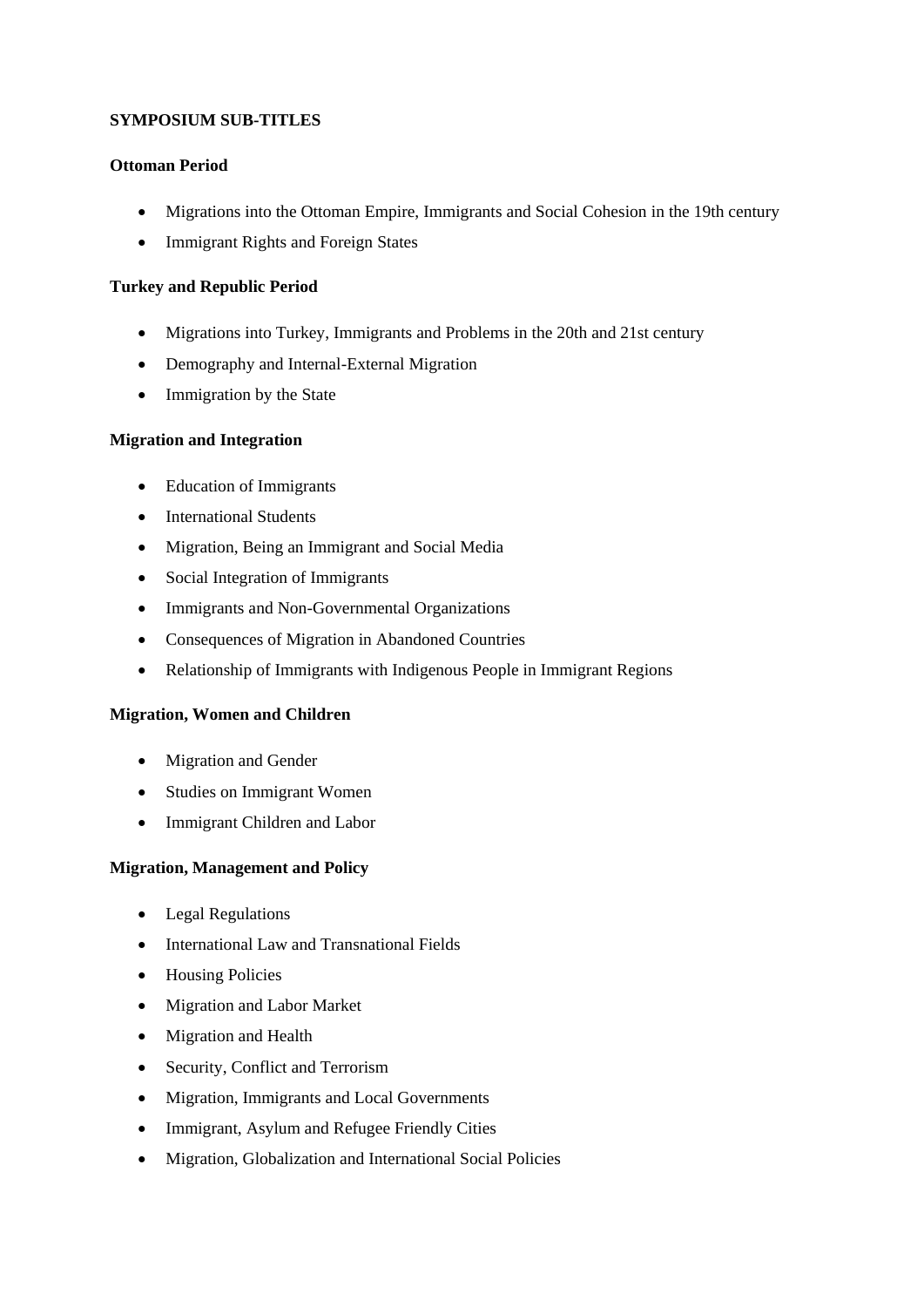**SYMPOSIUM SUB-TITLES**

**Ottoman Period**

- Migrations into the Ottoman Empire, Immigrants and Social Cohesion in the 19th century
- Immigrant Rights and Foreign States

**Turkey and Republic Period**

- Migrations into Turkey, Immigrants and Problems in the 20th and 21st century
- Demography and Internal-External Migration
- Immigration by the State

**Migration and Integration**

- Education of Immigrants
- International Students
- Migration, Being an Immigrant and Social Media
- Social Integration of Immigrants
- Immigrants and Non-Governmental Organizations
- Consequences of Migration in Abandoned Countries
- Relationship of Immigrants with Indigenous People in Immigrant Regions

**Migration, Women and Children**

- Migration and Gender
- Studies on Immigrant Women
- Immigrant Children and Labor

**Migration, Management and Policy**

- Legal Regulations
- International Law and Transnational Fields
- Housing Policies
- Migration and Labor Market
- Migration and Health
- Security, Conflict and Terrorism
- Migration, Immigrants and Local Governments
- Immigrant, Asylum and Refugee Friendly Cities
- Migration, Globalization and International Social Policies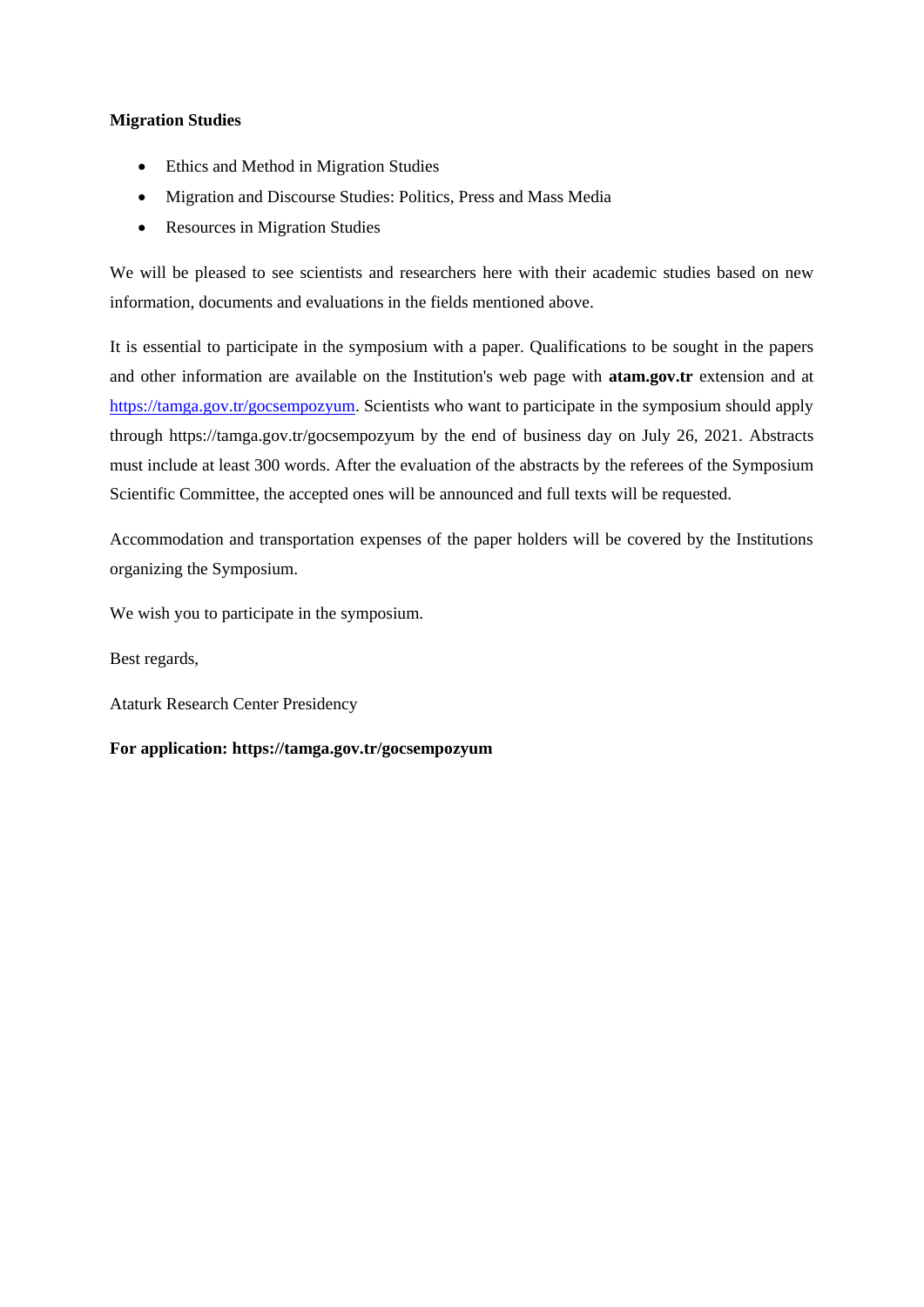**Migration Studies**

- Ethics and Method in Migration Studies
- Migration and Discourse Studies: Politics, Press and Mass Media
- Resources in Migration Studies

We will be pleased to see scientists and researchers here with their academic studies based on new information, documents and evaluations in the fields mentioned above.

It is essential to participate in the symposium with a paper. Qualifications to be sought in the papers and other information are available on the Institution's web page with **atam.gov.tr** extension and at https://tamga.gov.tr/gocsempozyum. Scientists who want to participate in the symposium should apply through https://tamga.gov.tr/gocsempozyum by the end of business day on July 26, 2021. Abstracts must include at least 300 words. After the evaluation of the abstracts by the referees of the Symposium Scientific Committee, the accepted ones will be announced and full texts will be requested.

Accommodation and transportation expenses of the paper holders will be covered by the Institutions organizing the Symposium.

We wish you to participate in the symposium.

Best regards,

Ataturk Research Center Presidency

**For application: https://tamga.gov.tr/gocsempozyum**